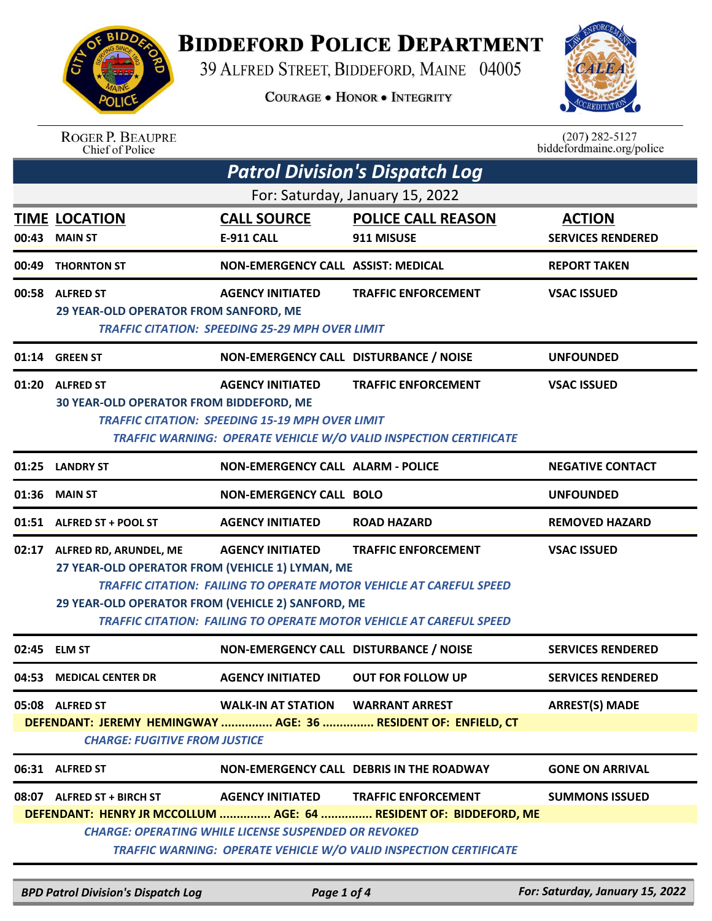# Biddeford Police Department

39 Alfred Street, Biddeford, Maine 04005

Courage • Honor • Integrity

Roger P. Beaupre
Chief of Police

(207) 282-5127
biddefordmaine.org/police

## Patrol Division's Dispatch Log

For: Saturday, January 15, 2022

| TIME | LOCATION | CALL SOURCE | POLICE CALL REASON | ACTION |
|---|---|---|---|---|
| 00:43 | MAIN ST | E-911 CALL | 911 MISUSE | SERVICES RENDERED |
| 00:49 | THORNTON ST | NON-EMERGENCY CALL | ASSIST: MEDICAL | REPORT TAKEN |
| 00:58 | ALFRED ST | AGENCY INITIATED | TRAFFIC ENFORCEMENT | VSAC ISSUED |
| | 29 YEAR-OLD OPERATOR FROM SANFORD, ME<br>*TRAFFIC CITATION: SPEEDING 25-29 MPH OVER LIMIT* | | | |
| 01:14 | GREEN ST | NON-EMERGENCY CALL | DISTURBANCE / NOISE | UNFOUNDED |
| 01:20 | ALFRED ST | AGENCY INITIATED | TRAFFIC ENFORCEMENT | VSAC ISSUED |
| | 30 YEAR-OLD OPERATOR FROM BIDDEFORD, ME<br>*TRAFFIC CITATION: SPEEDING 15-19 MPH OVER LIMIT*<br>*TRAFFIC WARNING: OPERATE VEHICLE W/O VALID INSPECTION CERTIFICATE* | | | |
| 01:25 | LANDRY ST | NON-EMERGENCY CALL | ALARM - POLICE | NEGATIVE CONTACT |
| 01:36 | MAIN ST | NON-EMERGENCY CALL | BOLO | UNFOUNDED |
| 01:51 | ALFRED ST + POOL ST | AGENCY INITIATED | ROAD HAZARD | REMOVED HAZARD |
| 02:17 | ALFRED RD, ARUNDEL, ME | AGENCY INITIATED | TRAFFIC ENFORCEMENT | VSAC ISSUED |
| | 27 YEAR-OLD OPERATOR FROM (VEHICLE 1) LYMAN, ME<br>*TRAFFIC CITATION: FAILING TO OPERATE MOTOR VEHICLE AT CAREFUL SPEED*<br>29 YEAR-OLD OPERATOR FROM (VEHICLE 2) SANFORD, ME<br>*TRAFFIC CITATION: FAILING TO OPERATE MOTOR VEHICLE AT CAREFUL SPEED* | | | |
| 02:45 | ELM ST | NON-EMERGENCY CALL | DISTURBANCE / NOISE | SERVICES RENDERED |
| 04:53 | MEDICAL CENTER DR | AGENCY INITIATED | OUT FOR FOLLOW UP | SERVICES RENDERED |
| 05:08 | ALFRED ST | WALK-IN AT STATION | WARRANT ARREST | ARREST(S) MADE |
| | DEFENDANT: JEREMY HEMINGWAY ............... AGE: 36 ............... RESIDENT OF: ENFIELD, CT<br>*CHARGE: FUGITIVE FROM JUSTICE* | | | |
| 06:31 | ALFRED ST | NON-EMERGENCY CALL | DEBRIS IN THE ROADWAY | GONE ON ARRIVAL |
| 08:07 | ALFRED ST + BIRCH ST | AGENCY INITIATED | TRAFFIC ENFORCEMENT | SUMMONS ISSUED |
| | DEFENDANT: HENRY JR MCCOLLUM ............... AGE: 64 ............... RESIDENT OF: BIDDEFORD, ME<br>*CHARGE: OPERATING WHILE LICENSE SUSPENDED OR REVOKED*<br>*TRAFFIC WARNING: OPERATE VEHICLE W/O VALID INSPECTION CERTIFICATE* | | | |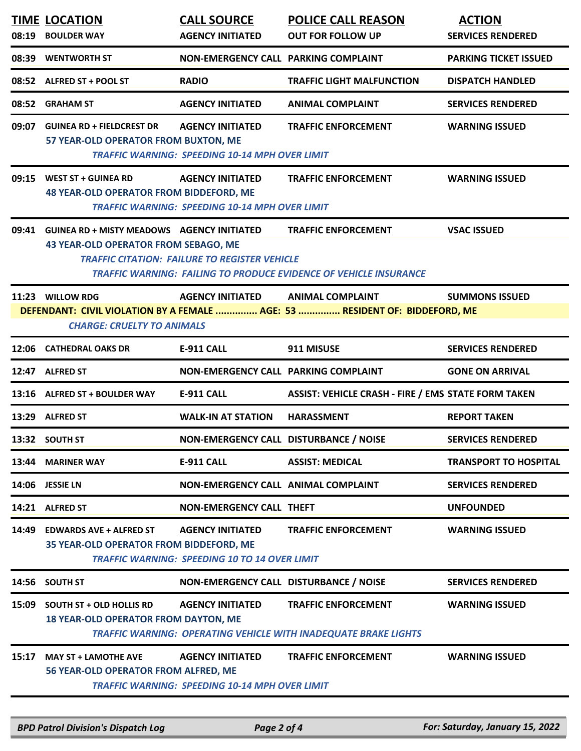| TIME | LOCATION | CALL SOURCE | POLICE CALL REASON | ACTION |
|---|---|---|---|---|
| 08:19 | BOULDER WAY | AGENCY INITIATED | OUT FOR FOLLOW UP | SERVICES RENDERED |
| 08:39 | WENTWORTH ST | NON-EMERGENCY CALL | PARKING COMPLAINT | PARKING TICKET ISSUED |
| 08:52 | ALFRED ST + POOL ST | RADIO | TRAFFIC LIGHT MALFUNCTION | DISPATCH HANDLED |
| 08:52 | GRAHAM ST | AGENCY INITIATED | ANIMAL COMPLAINT | SERVICES RENDERED |
| 09:07 | GUINEA RD + FIELDCREST DR | AGENCY INITIATED | TRAFFIC ENFORCEMENT | WARNING ISSUED |
| | 57 YEAR-OLD OPERATOR FROM BUXTON, ME | | | |
| | *TRAFFIC WARNING: SPEEDING 10-14 MPH OVER LIMIT* | | | |
| 09:15 | WEST ST + GUINEA RD | AGENCY INITIATED | TRAFFIC ENFORCEMENT | WARNING ISSUED |
| | 48 YEAR-OLD OPERATOR FROM BIDDEFORD, ME | | | |
| | *TRAFFIC WARNING: SPEEDING 10-14 MPH OVER LIMIT* | | | |
| 09:41 | GUINEA RD + MISTY MEADOWS | AGENCY INITIATED | TRAFFIC ENFORCEMENT | VSAC ISSUED |
| | 43 YEAR-OLD OPERATOR FROM SEBAGO, ME | | | |
| | *TRAFFIC CITATION: FAILURE TO REGISTER VEHICLE* | | | |
| | *TRAFFIC WARNING: FAILING TO PRODUCE EVIDENCE OF VEHICLE INSURANCE* | | | |
| 11:23 | WILLOW RDG | AGENCY INITIATED | ANIMAL COMPLAINT | SUMMONS ISSUED |
| | DEFENDANT: CIVIL VIOLATION BY A FEMALE ............... AGE: 53 ............... RESIDENT OF: BIDDEFORD, ME | | | |
| | *CHARGE: CRUELTY TO ANIMALS* | | | |
| 12:06 | CATHEDRAL OAKS DR | E-911 CALL | 911 MISUSE | SERVICES RENDERED |
| 12:47 | ALFRED ST | NON-EMERGENCY CALL | PARKING COMPLAINT | GONE ON ARRIVAL |
| 13:16 | ALFRED ST + BOULDER WAY | E-911 CALL | ASSIST: VEHICLE CRASH - FIRE / EMS | STATE FORM TAKEN |
| 13:29 | ALFRED ST | WALK-IN AT STATION | HARASSMENT | REPORT TAKEN |
| 13:32 | SOUTH ST | NON-EMERGENCY CALL | DISTURBANCE / NOISE | SERVICES RENDERED |
| 13:44 | MARINER WAY | E-911 CALL | ASSIST: MEDICAL | TRANSPORT TO HOSPITAL |
| 14:06 | JESSIE LN | NON-EMERGENCY CALL | ANIMAL COMPLAINT | SERVICES RENDERED |
| 14:21 | ALFRED ST | NON-EMERGENCY CALL | THEFT | UNFOUNDED |
| 14:49 | EDWARDS AVE + ALFRED ST | AGENCY INITIATED | TRAFFIC ENFORCEMENT | WARNING ISSUED |
| | 35 YEAR-OLD OPERATOR FROM BIDDEFORD, ME | | | |
| | *TRAFFIC WARNING: SPEEDING 10 TO 14 OVER LIMIT* | | | |
| 14:56 | SOUTH ST | NON-EMERGENCY CALL | DISTURBANCE / NOISE | SERVICES RENDERED |
| 15:09 | SOUTH ST + OLD HOLLIS RD | AGENCY INITIATED | TRAFFIC ENFORCEMENT | WARNING ISSUED |
| | 18 YEAR-OLD OPERATOR FROM DAYTON, ME | | | |
| | *TRAFFIC WARNING: OPERATING VEHICLE WITH INADEQUATE BRAKE LIGHTS* | | | |
| 15:17 | MAY ST + LAMOTHE AVE | AGENCY INITIATED | TRAFFIC ENFORCEMENT | WARNING ISSUED |
| | 56 YEAR-OLD OPERATOR FROM ALFRED, ME | | | |
| | *TRAFFIC WARNING: SPEEDING 10-14 MPH OVER LIMIT* | | | |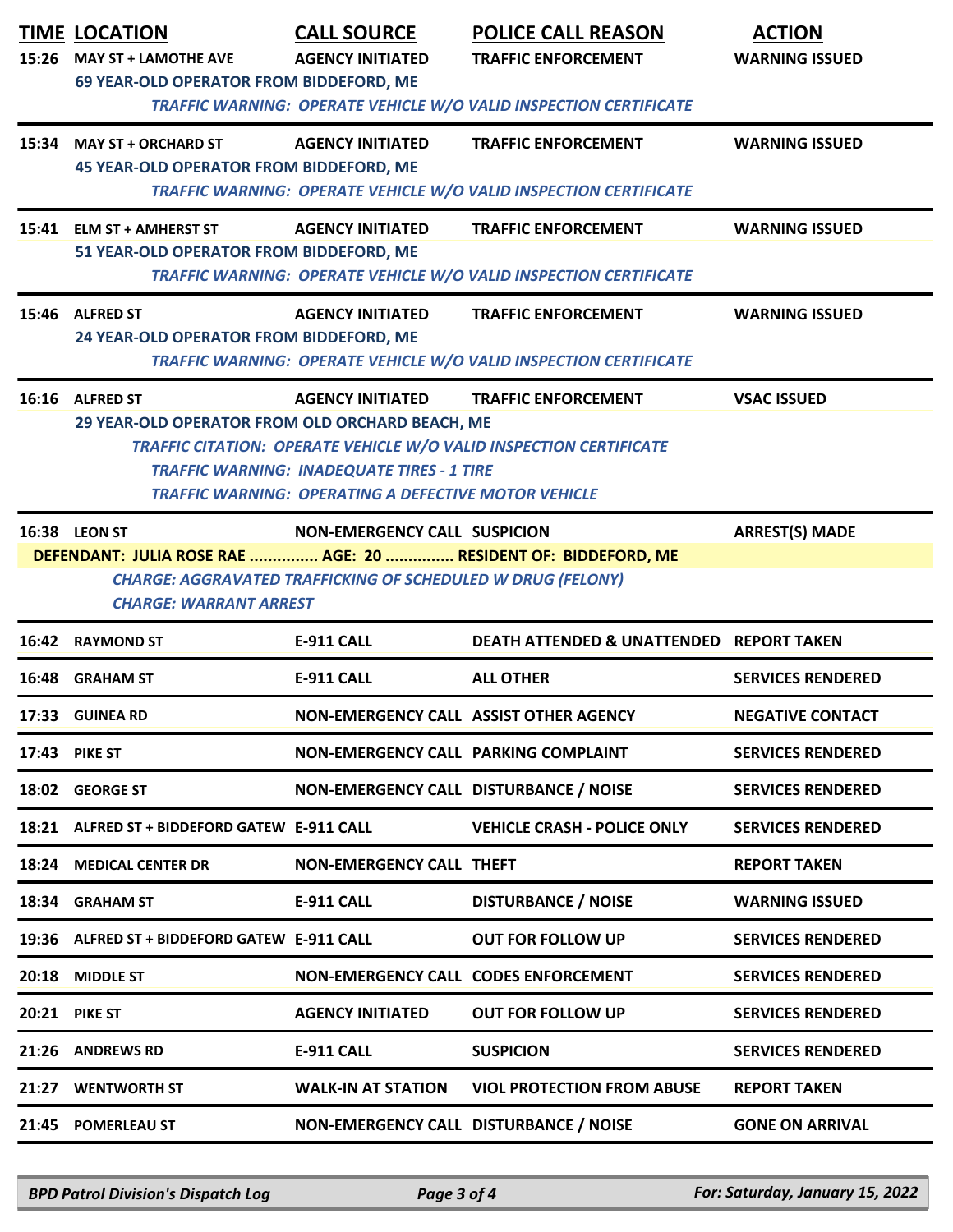| TIME | LOCATION | CALL SOURCE | POLICE CALL REASON | ACTION |
|---|---|---|---|---|
| 15:26 | MAY ST + LAMOTHE AVE | AGENCY INITIATED | TRAFFIC ENFORCEMENT | WARNING ISSUED |
| | 69 YEAR-OLD OPERATOR FROM BIDDEFORD, ME | | | |
| | *TRAFFIC WARNING: OPERATE VEHICLE W/O VALID INSPECTION CERTIFICATE* | | | |
| 15:34 | MAY ST + ORCHARD ST | AGENCY INITIATED | TRAFFIC ENFORCEMENT | WARNING ISSUED |
| | 45 YEAR-OLD OPERATOR FROM BIDDEFORD, ME | | | |
| | *TRAFFIC WARNING: OPERATE VEHICLE W/O VALID INSPECTION CERTIFICATE* | | | |
| 15:41 | ELM ST + AMHERST ST | AGENCY INITIATED | TRAFFIC ENFORCEMENT | WARNING ISSUED |
| | 51 YEAR-OLD OPERATOR FROM BIDDEFORD, ME | | | |
| | *TRAFFIC WARNING: OPERATE VEHICLE W/O VALID INSPECTION CERTIFICATE* | | | |
| 15:46 | ALFRED ST | AGENCY INITIATED | TRAFFIC ENFORCEMENT | WARNING ISSUED |
| | 24 YEAR-OLD OPERATOR FROM BIDDEFORD, ME | | | |
| | *TRAFFIC WARNING: OPERATE VEHICLE W/O VALID INSPECTION CERTIFICATE* | | | |
| 16:16 | ALFRED ST | AGENCY INITIATED | TRAFFIC ENFORCEMENT | VSAC ISSUED |
| | 29 YEAR-OLD OPERATOR FROM OLD ORCHARD BEACH, ME | | | |
| | *TRAFFIC CITATION: OPERATE VEHICLE W/O VALID INSPECTION CERTIFICATE* | | | |
| | *TRAFFIC WARNING: INADEQUATE TIRES - 1 TIRE* | | | |
| | *TRAFFIC WARNING: OPERATING A DEFECTIVE MOTOR VEHICLE* | | | |
| 16:38 | LEON ST | NON-EMERGENCY CALL | SUSPICION | ARREST(S) MADE |
| | DEFENDANT: JULIA ROSE RAE ............... AGE: 20 ............... RESIDENT OF: BIDDEFORD, ME | | | |
| | *CHARGE: AGGRAVATED TRAFFICKING OF SCHEDULED W DRUG (FELONY)* | | | |
| | *CHARGE: WARRANT ARREST* | | | |
| 16:42 | RAYMOND ST | E-911 CALL | DEATH ATTENDED & UNATTENDED | REPORT TAKEN |
| 16:48 | GRAHAM ST | E-911 CALL | ALL OTHER | SERVICES RENDERED |
| 17:33 | GUINEA RD | NON-EMERGENCY CALL | ASSIST OTHER AGENCY | NEGATIVE CONTACT |
| 17:43 | PIKE ST | NON-EMERGENCY CALL | PARKING COMPLAINT | SERVICES RENDERED |
| 18:02 | GEORGE ST | NON-EMERGENCY CALL | DISTURBANCE / NOISE | SERVICES RENDERED |
| 18:21 | ALFRED ST + BIDDEFORD GATEW | E-911 CALL | VEHICLE CRASH - POLICE ONLY | SERVICES RENDERED |
| 18:24 | MEDICAL CENTER DR | NON-EMERGENCY CALL | THEFT | REPORT TAKEN |
| 18:34 | GRAHAM ST | E-911 CALL | DISTURBANCE / NOISE | WARNING ISSUED |
| 19:36 | ALFRED ST + BIDDEFORD GATEW | E-911 CALL | OUT FOR FOLLOW UP | SERVICES RENDERED |
| 20:18 | MIDDLE ST | NON-EMERGENCY CALL | CODES ENFORCEMENT | SERVICES RENDERED |
| 20:21 | PIKE ST | AGENCY INITIATED | OUT FOR FOLLOW UP | SERVICES RENDERED |
| 21:26 | ANDREWS RD | E-911 CALL | SUSPICION | SERVICES RENDERED |
| 21:27 | WENTWORTH ST | WALK-IN AT STATION | VIOL PROTECTION FROM ABUSE | REPORT TAKEN |
| 21:45 | POMERLEAU ST | NON-EMERGENCY CALL | DISTURBANCE / NOISE | GONE ON ARRIVAL |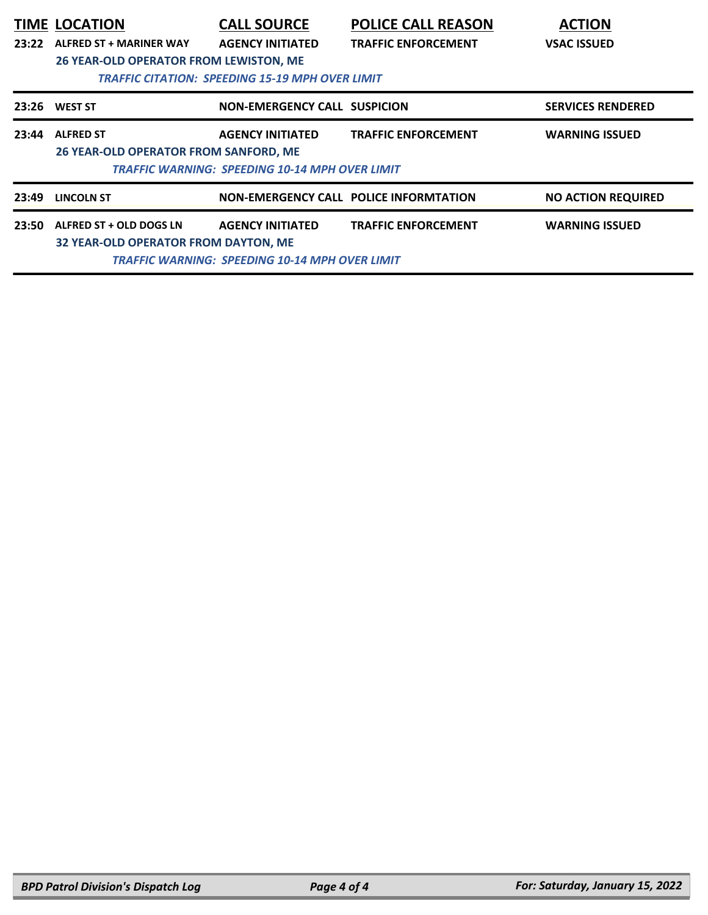| TIME | LOCATION | CALL SOURCE | POLICE CALL REASON | ACTION |
|---|---|---|---|---|
| 23:22 | ALFRED ST + MARINER WAY | AGENCY INITIATED | TRAFFIC ENFORCEMENT | VSAC ISSUED |
| | 26 YEAR-OLD OPERATOR FROM LEWISTON, ME | | | |
| | *TRAFFIC CITATION: SPEEDING 15-19 MPH OVER LIMIT* | | | |
| 23:26 | WEST ST | NON-EMERGENCY CALL | SUSPICION | SERVICES RENDERED |
| 23:44 | ALFRED ST | AGENCY INITIATED | TRAFFIC ENFORCEMENT | WARNING ISSUED |
| | 26 YEAR-OLD OPERATOR FROM SANFORD, ME | | | |
| | *TRAFFIC WARNING: SPEEDING 10-14 MPH OVER LIMIT* | | | |
| 23:49 | LINCOLN ST | NON-EMERGENCY CALL | POLICE INFORMTATION | NO ACTION REQUIRED |
| 23:50 | ALFRED ST + OLD DOGS LN | AGENCY INITIATED | TRAFFIC ENFORCEMENT | WARNING ISSUED |
| | 32 YEAR-OLD OPERATOR FROM DAYTON, ME | | | |
| | *TRAFFIC WARNING: SPEEDING 10-14 MPH OVER LIMIT* | | | |